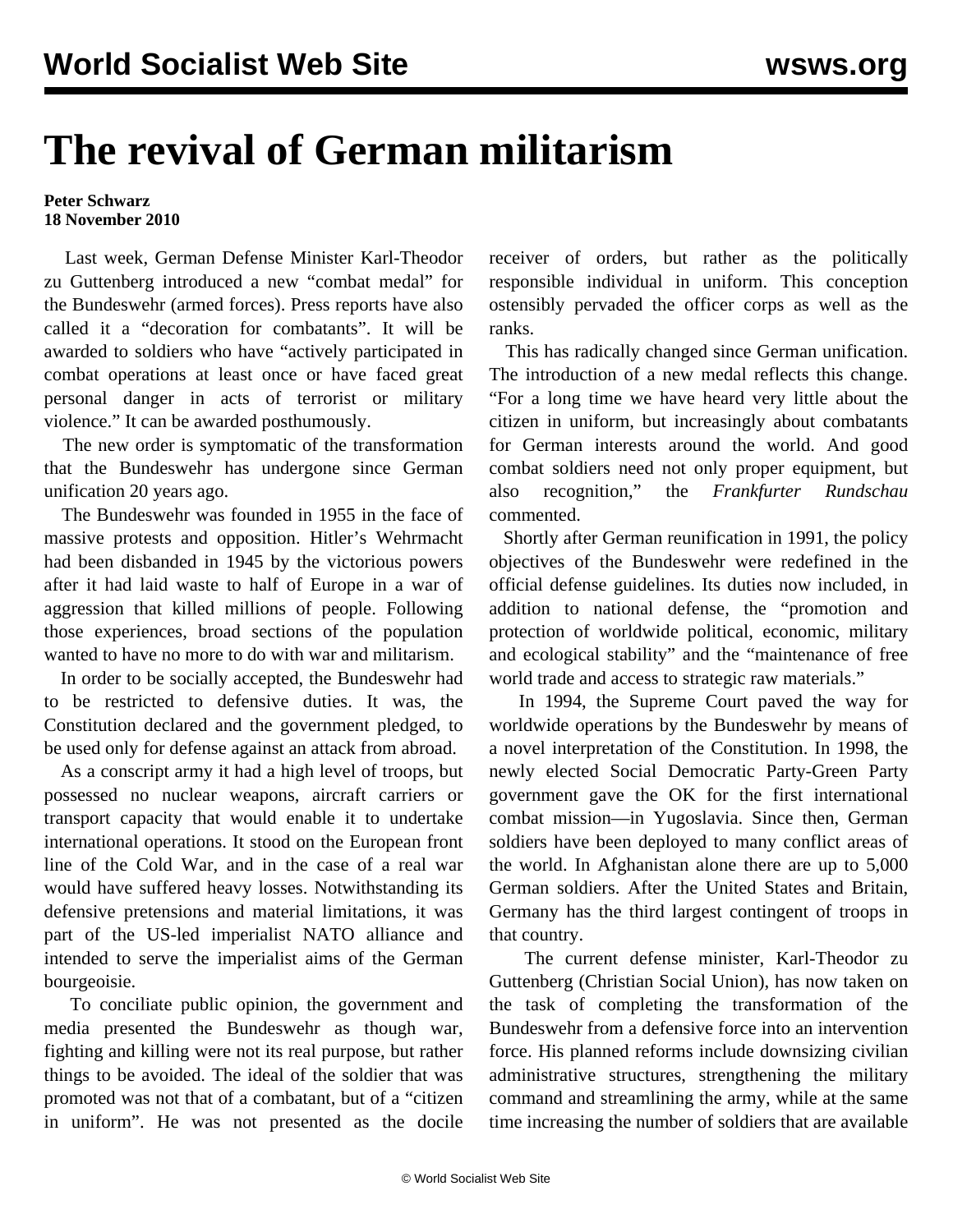# The revival of German militarism

**Peter Schwarz**
**18 November 2010**

Last week, German Defense Minister Karl-Theodor zu Guttenberg introduced a new "combat medal" for the Bundeswehr (armed forces). Press reports have also called it a "decoration for combatants". It will be awarded to soldiers who have "actively participated in combat operations at least once or have faced great personal danger in acts of terrorist or military violence." It can be awarded posthumously.

The new order is symptomatic of the transformation that the Bundeswehr has undergone since German unification 20 years ago.

The Bundeswehr was founded in 1955 in the face of massive protests and opposition. Hitler's Wehrmacht had been disbanded in 1945 by the victorious powers after it had laid waste to half of Europe in a war of aggression that killed millions of people. Following those experiences, broad sections of the population wanted to have no more to do with war and militarism.

In order to be socially accepted, the Bundeswehr had to be restricted to defensive duties. It was, the Constitution declared and the government pledged, to be used only for defense against an attack from abroad.

As a conscript army it had a high level of troops, but possessed no nuclear weapons, aircraft carriers or transport capacity that would enable it to undertake international operations. It stood on the European front line of the Cold War, and in the case of a real war would have suffered heavy losses. Notwithstanding its defensive pretensions and material limitations, it was part of the US-led imperialist NATO alliance and intended to serve the imperialist aims of the German bourgeoisie.

To conciliate public opinion, the government and media presented the Bundeswehr as though war, fighting and killing were not its real purpose, but rather things to be avoided. The ideal of the soldier that was promoted was not that of a combatant, but of a "citizen in uniform". He was not presented as the docile receiver of orders, but rather as the politically responsible individual in uniform. This conception ostensibly pervaded the officer corps as well as the ranks.

This has radically changed since German unification. The introduction of a new medal reflects this change. "For a long time we have heard very little about the citizen in uniform, but increasingly about combatants for German interests around the world. And good combat soldiers need not only proper equipment, but also recognition," the *Frankfurter Rundschau* commented.

Shortly after German reunification in 1991, the policy objectives of the Bundeswehr were redefined in the official defense guidelines. Its duties now included, in addition to national defense, the "promotion and protection of worldwide political, economic, military and ecological stability" and the "maintenance of free world trade and access to strategic raw materials."

In 1994, the Supreme Court paved the way for worldwide operations by the Bundeswehr by means of a novel interpretation of the Constitution. In 1998, the newly elected Social Democratic Party-Green Party government gave the OK for the first international combat mission—in Yugoslavia. Since then, German soldiers have been deployed to many conflict areas of the world. In Afghanistan alone there are up to 5,000 German soldiers. After the United States and Britain, Germany has the third largest contingent of troops in that country.

The current defense minister, Karl-Theodor zu Guttenberg (Christian Social Union), has now taken on the task of completing the transformation of the Bundeswehr from a defensive force into an intervention force. His planned reforms include downsizing civilian administrative structures, strengthening the military command and streamlining the army, while at the same time increasing the number of soldiers that are available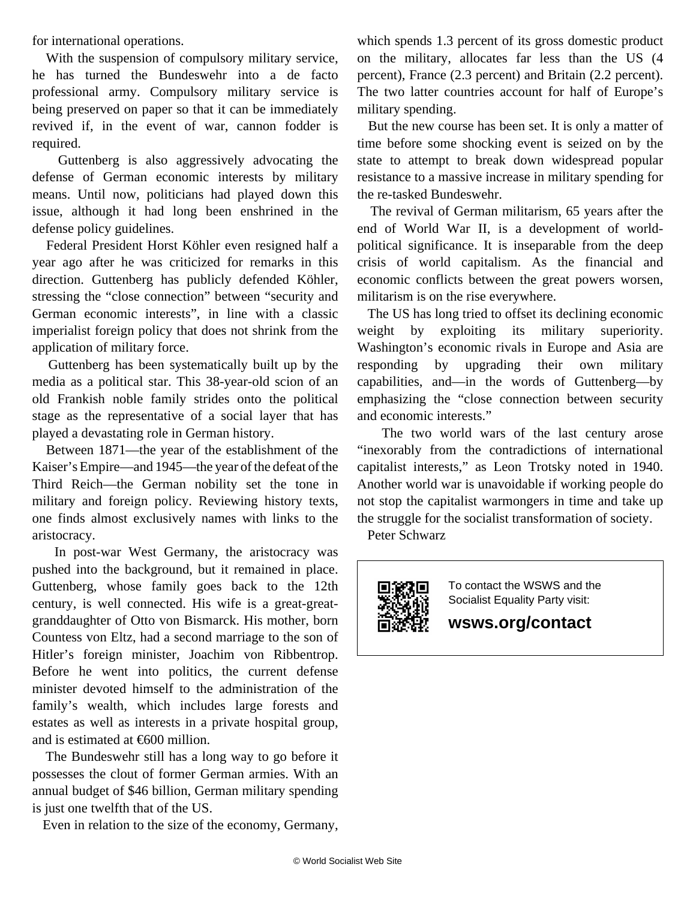for international operations.

With the suspension of compulsory military service, he has turned the Bundeswehr into a de facto professional army. Compulsory military service is being preserved on paper so that it can be immediately revived if, in the event of war, cannon fodder is required.

Guttenberg is also aggressively advocating the defense of German economic interests by military means. Until now, politicians had played down this issue, although it had long been enshrined in the defense policy guidelines.

Federal President Horst Köhler even resigned half a year ago after he was criticized for remarks in this direction. Guttenberg has publicly defended Köhler, stressing the "close connection" between "security and German economic interests", in line with a classic imperialist foreign policy that does not shrink from the application of military force.

Guttenberg has been systematically built up by the media as a political star. This 38-year-old scion of an old Frankish noble family strides onto the political stage as the representative of a social layer that has played a devastating role in German history.

Between 1871—the year of the establishment of the Kaiser's Empire—and 1945—the year of the defeat of the Third Reich—the German nobility set the tone in military and foreign policy. Reviewing history texts, one finds almost exclusively names with links to the aristocracy.

In post-war West Germany, the aristocracy was pushed into the background, but it remained in place. Guttenberg, whose family goes back to the 12th century, is well connected. His wife is a great-great-granddaughter of Otto von Bismarck. His mother, born Countess von Eltz, had a second marriage to the son of Hitler's foreign minister, Joachim von Ribbentrop. Before he went into politics, the current defense minister devoted himself to the administration of the family's wealth, which includes large forests and estates as well as interests in a private hospital group, and is estimated at €600 million.

The Bundeswehr still has a long way to go before it possesses the clout of former German armies. With an annual budget of $46 billion, German military spending is just one twelfth that of the US.

Even in relation to the size of the economy, Germany, which spends 1.3 percent of its gross domestic product on the military, allocates far less than the US (4 percent), France (2.3 percent) and Britain (2.2 percent). The two latter countries account for half of Europe's military spending.

But the new course has been set. It is only a matter of time before some shocking event is seized on by the state to attempt to break down widespread popular resistance to a massive increase in military spending for the re-tasked Bundeswehr.

The revival of German militarism, 65 years after the end of World War II, is a development of world-political significance. It is inseparable from the deep crisis of world capitalism. As the financial and economic conflicts between the great powers worsen, militarism is on the rise everywhere.

The US has long tried to offset its declining economic weight by exploiting its military superiority. Washington's economic rivals in Europe and Asia are responding by upgrading their own military capabilities, and—in the words of Guttenberg—by emphasizing the "close connection between security and economic interests."

The two world wars of the last century arose "inexorably from the contradictions of international capitalist interests," as Leon Trotsky noted in 1940. Another world war is unavoidable if working people do not stop the capitalist warmongers in time and take up the struggle for the socialist transformation of society.

Peter Schwarz

To contact the WSWS and the Socialist Equality Party visit:

**wsws.org/contact**